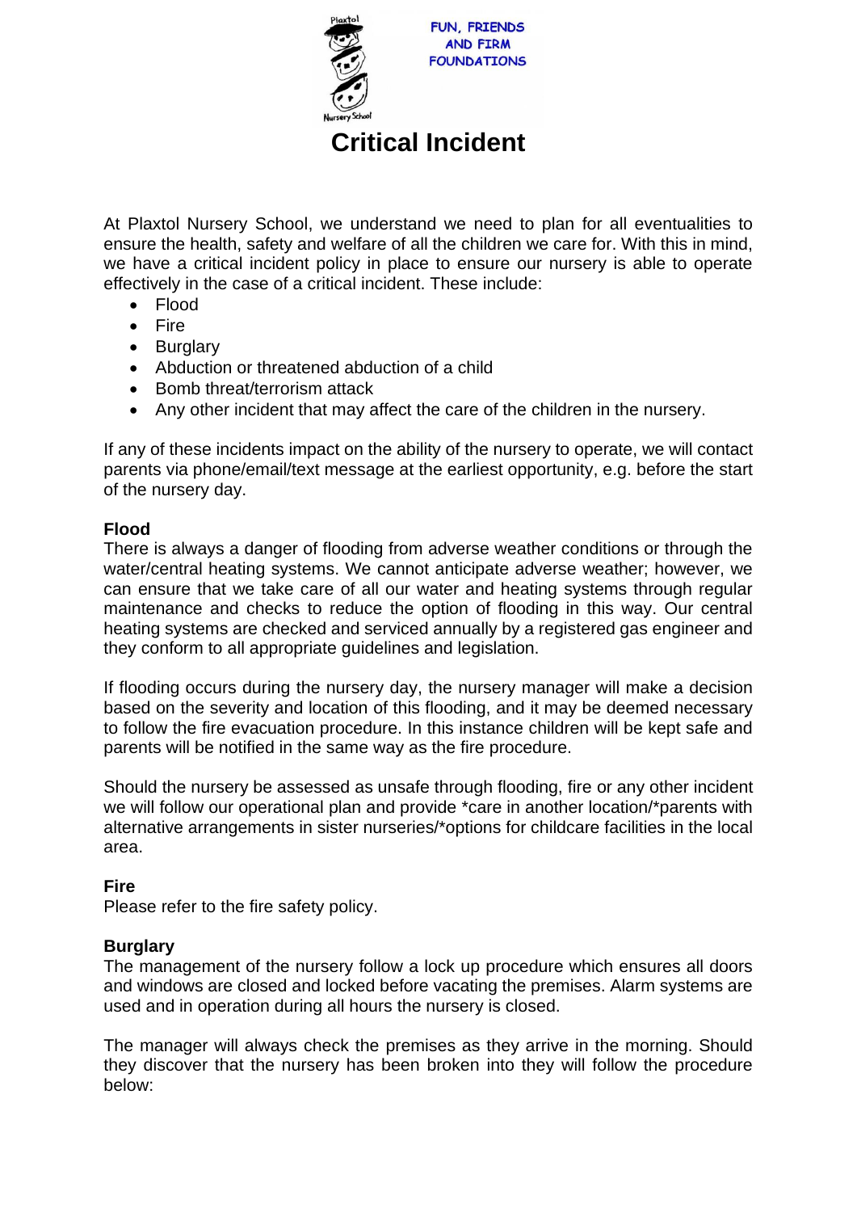FUN, FRIENDS AND FIRM FOUNDATIONS

# Critical Incident

At Plaxtol Nursery School, we understand we need to plan for all eventualities to ensure the health, safety and welfare of all the children we care for. With this in mind, we have a critical incident policy in place to ensure our nursery is able to operate effectively in the case of a critical incident. These include:

- Flood
- Fire
- Burglary
- Abduction or threatened abduction of a child
- Bomb threat/terrorism attack
- Any other incident that may affect the care of the children in the nursery.

If any of these incidents impact on the ability of the nursery to operate, we will contact parents via phone/email/text message at the earliest opportunity, e.g. before the start of the nursery day.

**Flood**

There is always a danger of flooding from adverse weather conditions or through the water/central heating systems. We cannot anticipate adverse weather; however, we can ensure that we take care of all our water and heating systems through regular maintenance and checks to reduce the option of flooding in this way. Our central heating systems are checked and serviced annually by a registered gas engineer and they conform to all appropriate guidelines and legislation.

If flooding occurs during the nursery day, the nursery manager will make a decision based on the severity and location of this flooding, and it may be deemed necessary to follow the fire evacuation procedure. In this instance children will be kept safe and parents will be notified in the same way as the fire procedure.

Should the nursery be assessed as unsafe through flooding, fire or any other incident we will follow our operational plan and provide *care in another location/*parents with alternative arrangements in sister nurseries/*options for childcare facilities in the local area.

**Fire**

Please refer to the fire safety policy.

**Burglary**

The management of the nursery follow a lock up procedure which ensures all doors and windows are closed and locked before vacating the premises. Alarm systems are used and in operation during all hours the nursery is closed.

The manager will always check the premises as they arrive in the morning. Should they discover that the nursery has been broken into they will follow the procedure below: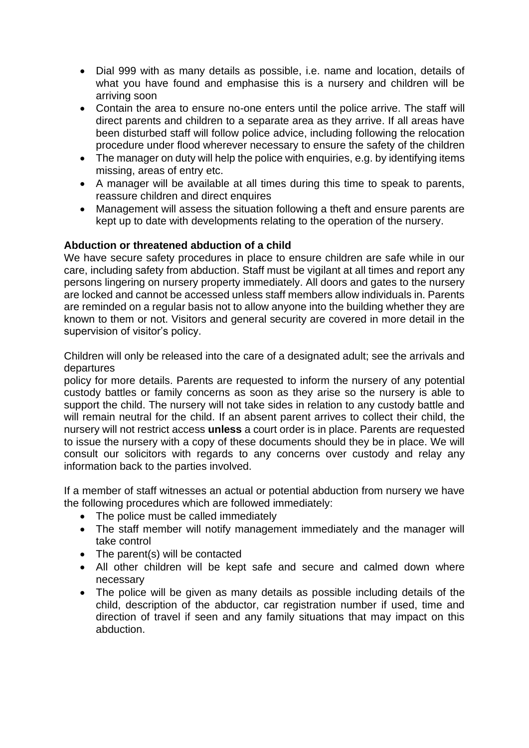- Dial 999 with as many details as possible, i.e. name and location, details of what you have found and emphasise this is a nursery and children will be arriving soon
- Contain the area to ensure no-one enters until the police arrive. The staff will direct parents and children to a separate area as they arrive. If all areas have been disturbed staff will follow police advice, including following the relocation procedure under flood wherever necessary to ensure the safety of the children
- The manager on duty will help the police with enquiries, e.g. by identifying items missing, areas of entry etc.
- A manager will be available at all times during this time to speak to parents, reassure children and direct enquires
- Management will assess the situation following a theft and ensure parents are kept up to date with developments relating to the operation of the nursery.

**Abduction or threatened abduction of a child**

We have secure safety procedures in place to ensure children are safe while in our care, including safety from abduction. Staff must be vigilant at all times and report any persons lingering on nursery property immediately. All doors and gates to the nursery are locked and cannot be accessed unless staff members allow individuals in. Parents are reminded on a regular basis not to allow anyone into the building whether they are known to them or not. Visitors and general security are covered in more detail in the supervision of visitor's policy.

Children will only be released into the care of a designated adult; see the arrivals and departures
policy for more details. Parents are requested to inform the nursery of any potential custody battles or family concerns as soon as they arise so the nursery is able to support the child. The nursery will not take sides in relation to any custody battle and will remain neutral for the child. If an absent parent arrives to collect their child, the nursery will not restrict access **unless** a court order is in place. Parents are requested to issue the nursery with a copy of these documents should they be in place. We will consult our solicitors with regards to any concerns over custody and relay any information back to the parties involved.

If a member of staff witnesses an actual or potential abduction from nursery we have the following procedures which are followed immediately:

- The police must be called immediately
- The staff member will notify management immediately and the manager will take control
- The parent(s) will be contacted
- All other children will be kept safe and secure and calmed down where necessary
- The police will be given as many details as possible including details of the child, description of the abductor, car registration number if used, time and direction of travel if seen and any family situations that may impact on this abduction.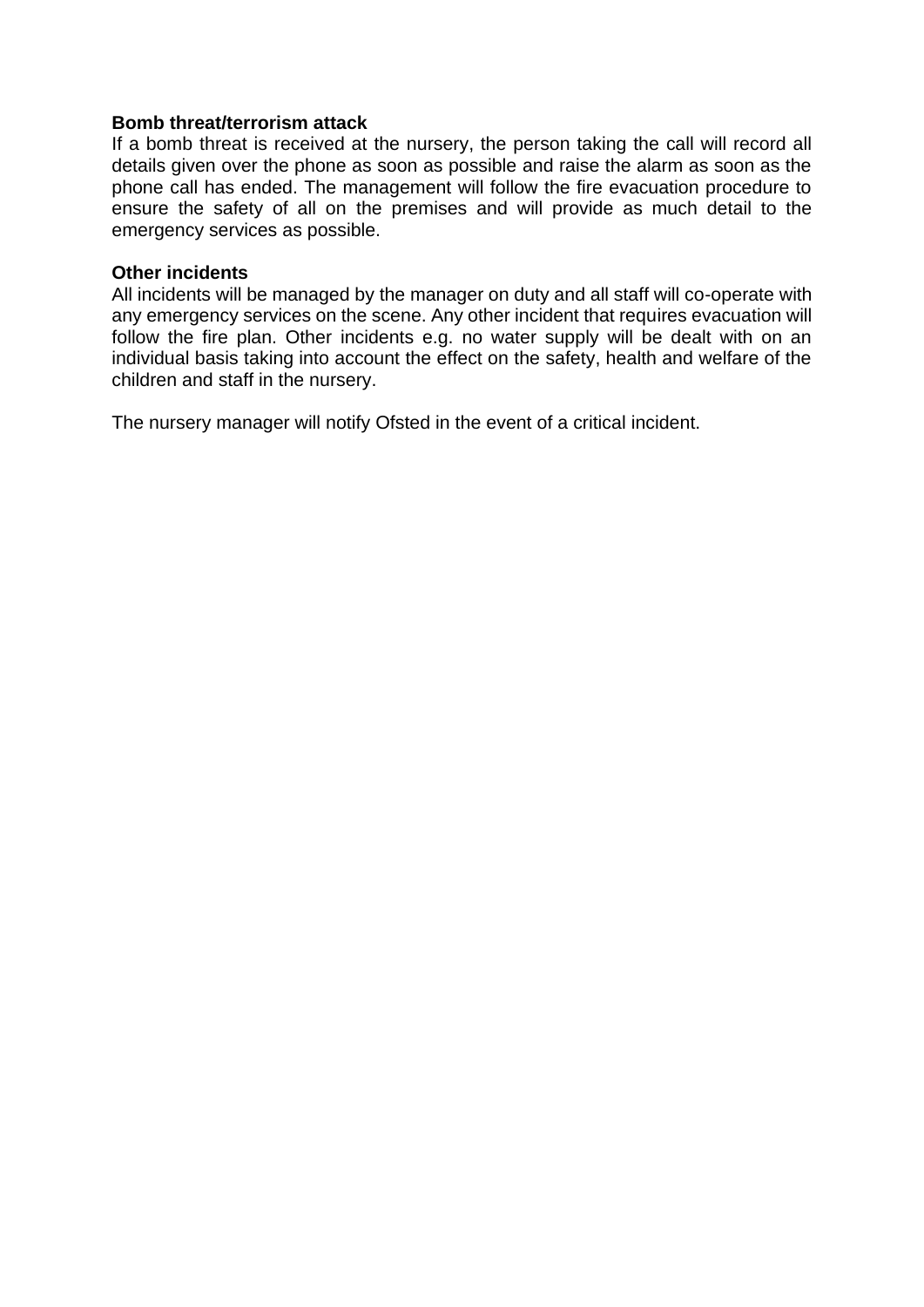**Bomb threat/terrorism attack**

If a bomb threat is received at the nursery, the person taking the call will record all details given over the phone as soon as possible and raise the alarm as soon as the phone call has ended. The management will follow the fire evacuation procedure to ensure the safety of all on the premises and will provide as much detail to the emergency services as possible.

**Other incidents**

All incidents will be managed by the manager on duty and all staff will co-operate with any emergency services on the scene. Any other incident that requires evacuation will follow the fire plan. Other incidents e.g. no water supply will be dealt with on an individual basis taking into account the effect on the safety, health and welfare of the children and staff in the nursery.

The nursery manager will notify Ofsted in the event of a critical incident.